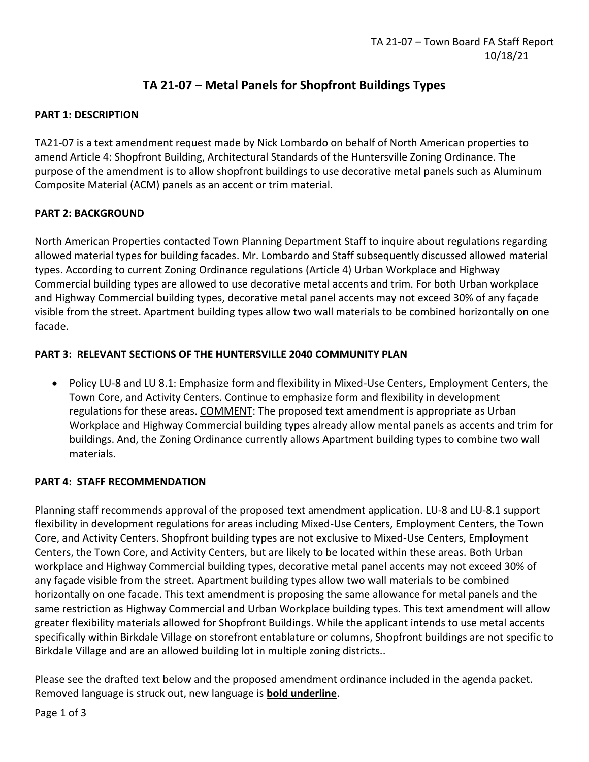# TA 21-07 – Metal Panels for Shopfront Buildings Types

## PART 1: DESCRIPTION

TA21-07 is a text amendment request made by Nick Lombardo on behalf of North American properties to amend Article 4: Shopfront Building, Architectural Standards of the Huntersville Zoning Ordinance. The purpose of the amendment is to allow shopfront buildings to use decorative metal panels such as Aluminum Composite Material (ACM) panels as an accent or trim material.

## PART 2: BACKGROUND

North American Properties contacted Town Planning Department Staff to inquire about regulations regarding allowed material types for building facades. Mr. Lombardo and Staff subsequently discussed allowed material types. According to current Zoning Ordinance regulations (Article 4) Urban Workplace and Highway Commercial building types are allowed to use decorative metal accents and trim. For both Urban workplace and Highway Commercial building types, decorative metal panel accents may not exceed 30% of any façade visible from the street. Apartment building types allow two wall materials to be combined horizontally on one facade.

## PART 3: RELEVANT SECTIONS OF THE HUNTERSVILLE 2040 COMMUNITY PLAN

- Policy LU-8 and LU 8.1: Emphasize form and flexibility in Mixed-Use Centers, Employment Centers, the Town Core, and Activity Centers. Continue to emphasize form and flexibility in development regulations for these areas. <u>COMMENT</u>: The proposed text amendment is appropriate as Urban Workplace and Highway Commercial building types already allow mental panels as accents and trim for buildings. And, the Zoning Ordinance currently allows Apartment building types to combine two wall materials.

## PART 4: STAFF RECOMMENDATION

Planning staff recommends approval of the proposed text amendment application. LU-8 and LU-8.1 support flexibility in development regulations for areas including Mixed-Use Centers, Employment Centers, the Town Core, and Activity Centers. Shopfront building types are not exclusive to Mixed-Use Centers, Employment Centers, the Town Core, and Activity Centers, but are likely to be located within these areas. Both Urban workplace and Highway Commercial building types, decorative metal panel accents may not exceed 30% of any façade visible from the street. Apartment building types allow two wall materials to be combined horizontally on one facade. This text amendment is proposing the same allowance for metal panels and the same restriction as Highway Commercial and Urban Workplace building types. This text amendment will allow greater flexibility materials allowed for Shopfront Buildings. While the applicant intends to use metal accents specifically within Birkdale Village on storefront entablature or columns, Shopfront buildings are not specific to Birkdale Village and are an allowed building lot in multiple zoning districts..

Please see the drafted text below and the proposed amendment ordinance included in the agenda packet. Removed language is struck out, new language is **<u>bold underline</u>**.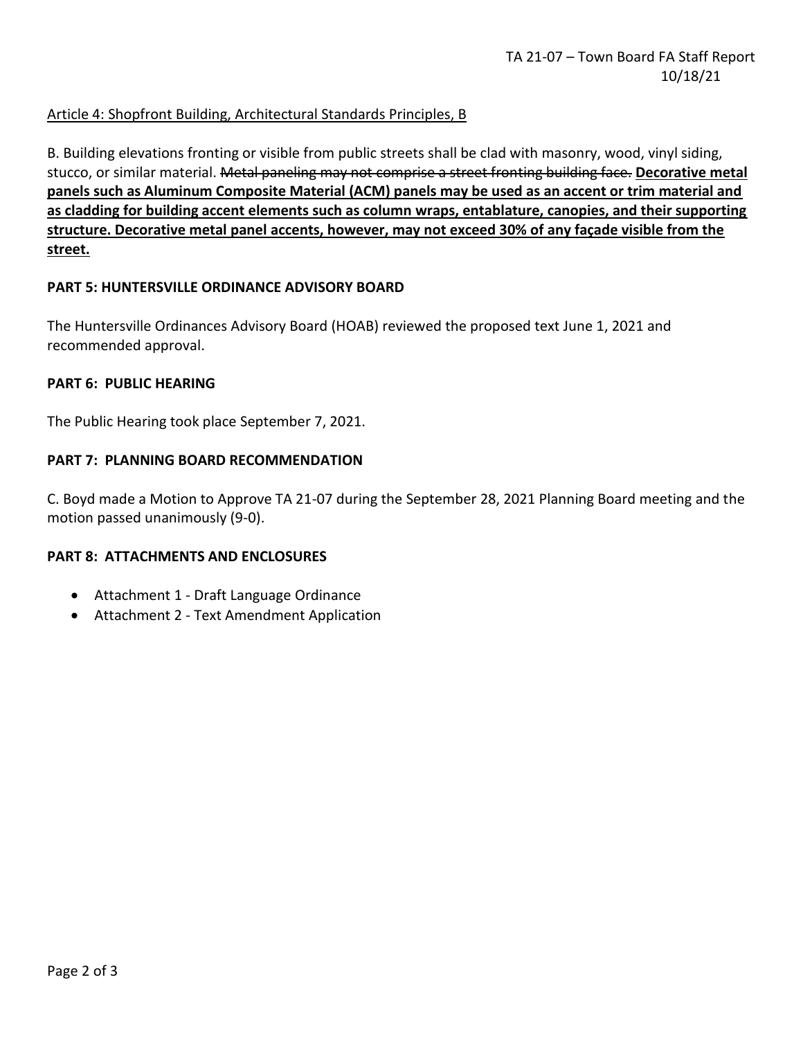Article 4: Shopfront Building, Architectural Standards Principles, B

B. Building elevations fronting or visible from public streets shall be clad with masonry, wood, vinyl siding, stucco, or similar material. ~~Metal paneling may not comprise a street fronting building face.~~ <u>**Decorative metal panels such as Aluminum Composite Material (ACM) panels may be used as an accent or trim material and as cladding for building accent elements such as column wraps, entablature, canopies, and their supporting structure. Decorative metal panel accents, however, may not exceed 30% of any façade visible from the street.**</u>

**PART 5: HUNTERSVILLE ORDINANCE ADVISORY BOARD**

The Huntersville Ordinances Advisory Board (HOAB) reviewed the proposed text June 1, 2021 and recommended approval.

**PART 6: PUBLIC HEARING**

The Public Hearing took place September 7, 2021.

**PART 7: PLANNING BOARD RECOMMENDATION**

C. Boyd made a Motion to Approve TA 21-07 during the September 28, 2021 Planning Board meeting and the motion passed unanimously (9-0).

**PART 8: ATTACHMENTS AND ENCLOSURES**

- Attachment 1 - Draft Language Ordinance
- Attachment 2 - Text Amendment Application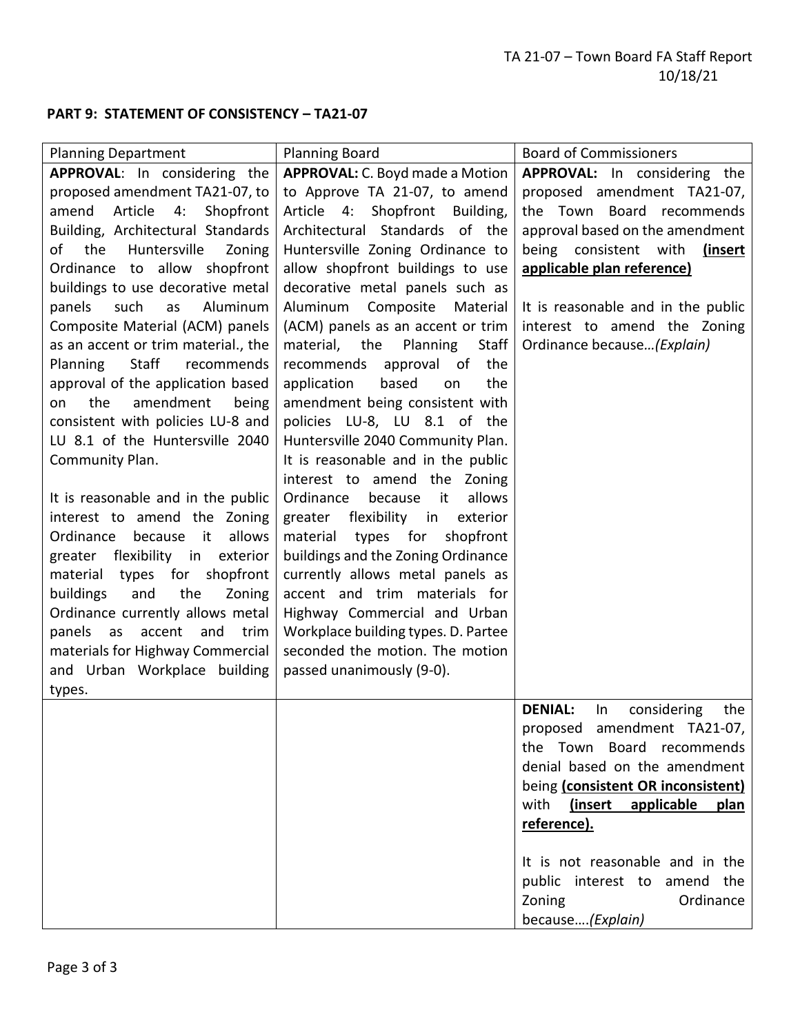**PART 9: STATEMENT OF CONSISTENCY – TA21-07**

| Planning Department | Planning Board | Board of Commissioners |
|---|---|---|
| **APPROVAL**: In considering the proposed amendment TA21-07, to amend Article 4: Shopfront Building, Architectural Standards of the Huntersville Zoning Ordinance to allow shopfront buildings to use decorative metal panels such as Aluminum Composite Material (ACM) panels as an accent or trim material., the Planning Staff recommends approval of the application based on the amendment being consistent with policies LU-8 and LU 8.1 of the Huntersville 2040 Community Plan.<br><br>It is reasonable and in the public interest to amend the Zoning Ordinance because it allows greater flexibility in exterior material types for shopfront buildings and the Zoning Ordinance currently allows metal panels as accent and trim materials for Highway Commercial and Urban Workplace building types. | **APPROVAL:** C. Boyd made a Motion to Approve TA 21-07, to amend Article 4: Shopfront Building, Architectural Standards of the Huntersville Zoning Ordinance to allow shopfront buildings to use decorative metal panels such as Aluminum Composite Material (ACM) panels as an accent or trim material, the Planning Staff recommends approval of the application based on the amendment being consistent with policies LU-8, LU 8.1 of the Huntersville 2040 Community Plan. It is reasonable and in the public interest to amend the Zoning Ordinance because it allows greater flexibility in exterior material types for shopfront buildings and the Zoning Ordinance currently allows metal panels as accent and trim materials for Highway Commercial and Urban Workplace building types. D. Partee seconded the motion. The motion passed unanimously (9-0). | **APPROVAL:** In considering the proposed amendment TA21-07, the Town Board recommends approval based on the amendment being consistent with **(insert applicable plan reference)**<br><br>It is reasonable and in the public interest to amend the Zoning Ordinance because…*(Explain)* |
| | | **DENIAL:** In considering the proposed amendment TA21-07, the Town Board recommends denial based on the amendment being **(consistent OR inconsistent)** with **(insert applicable plan reference).**<br><br>It is not reasonable and in the public interest to amend the Zoning Ordinance because….*(Explain)* |